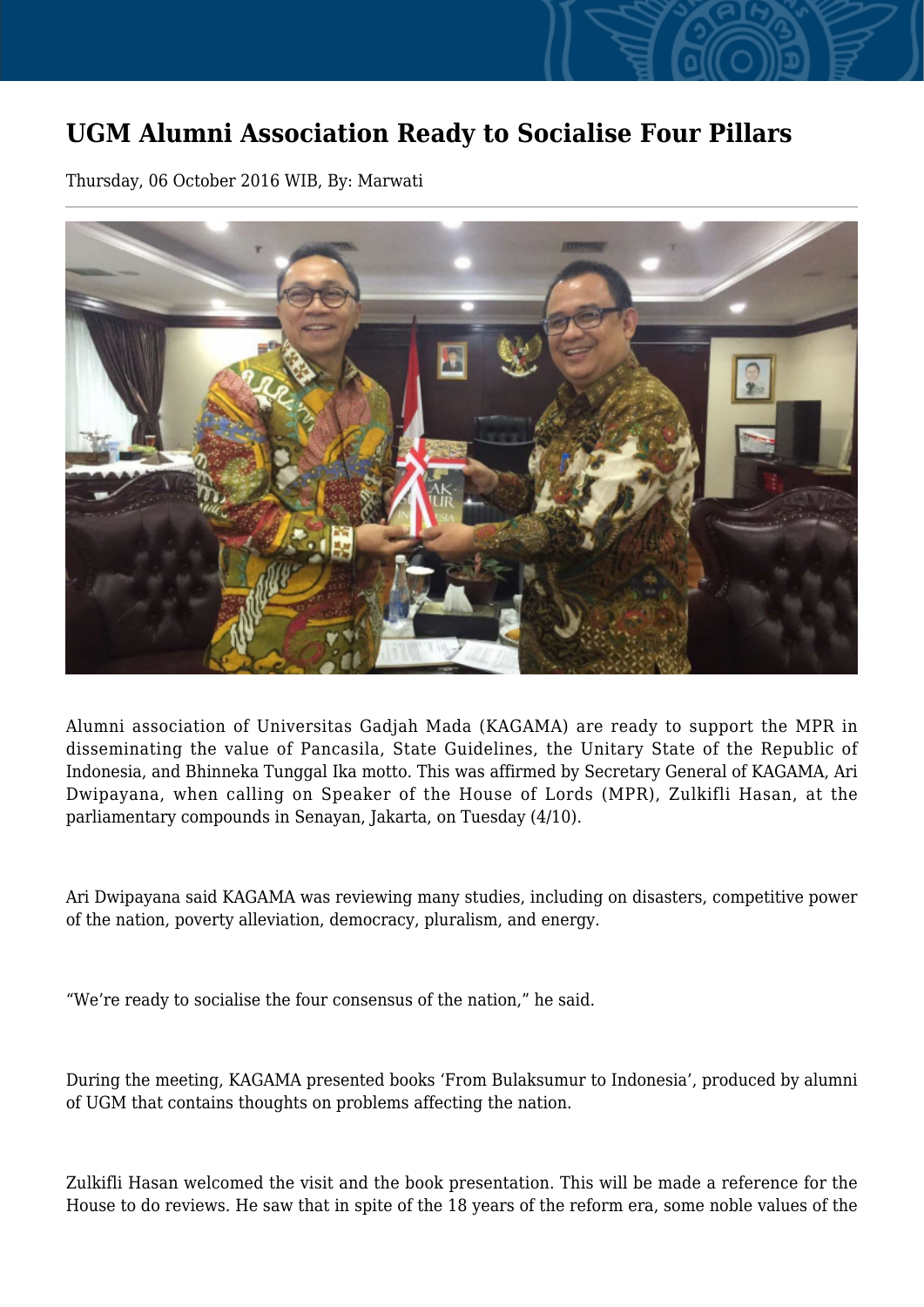# UGM Alumni Association Ready to Socialise Four Pillars

Thursday, 06 October 2016 WIB, By: Marwati

Alumni association of Universitas Gadjah Mada (KAGAMA) are ready to support the MPR in disseminating the value of Pancasila, State Guidelines, the Unitary State of the Republic of Indonesia, and Bhinneka Tunggal Ika motto. This was affirmed by Secretary General of KAGAMA, Ari Dwipayana, when calling on Speaker of the House of Lords (MPR), Zulkifli Hasan, at the parliamentary compounds in Senayan, Jakarta, on Tuesday (4/10).

Ari Dwipayana said KAGAMA was reviewing many studies, including on disasters, competitive power of the nation, poverty alleviation, democracy, pluralism, and energy.

“We’re ready to socialise the four consensus of the nation,” he said.

During the meeting, KAGAMA presented books ‘From Bulaksumur to Indonesia’, produced by alumni of UGM that contains thoughts on problems affecting the nation.

Zulkifli Hasan welcomed the visit and the book presentation. This will be made a reference for the House to do reviews. He saw that in spite of the 18 years of the reform era, some noble values of the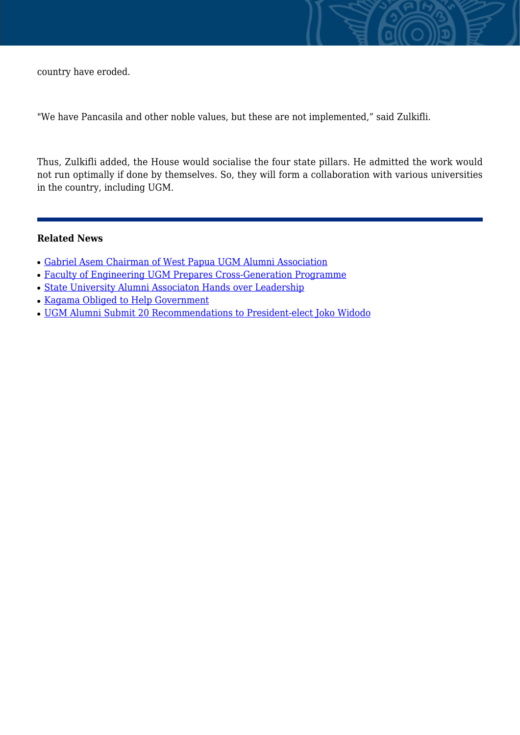country have eroded.

"We have Pancasila and other noble values, but these are not implemented," said Zulkifli.

Thus, Zulkifli added, the House would socialise the four state pillars. He admitted the work would not run optimally if done by themselves. So, they will form a collaboration with various universities in the country, including UGM.

---

**Related News**

- Gabriel Asem Chairman of West Papua UGM Alumni Association
- Faculty of Engineering UGM Prepares Cross-Generation Programme
- State University Alumni Associaton Hands over Leadership
- Kagama Obliged to Help Government
- UGM Alumni Submit 20 Recommendations to President-elect Joko Widodo